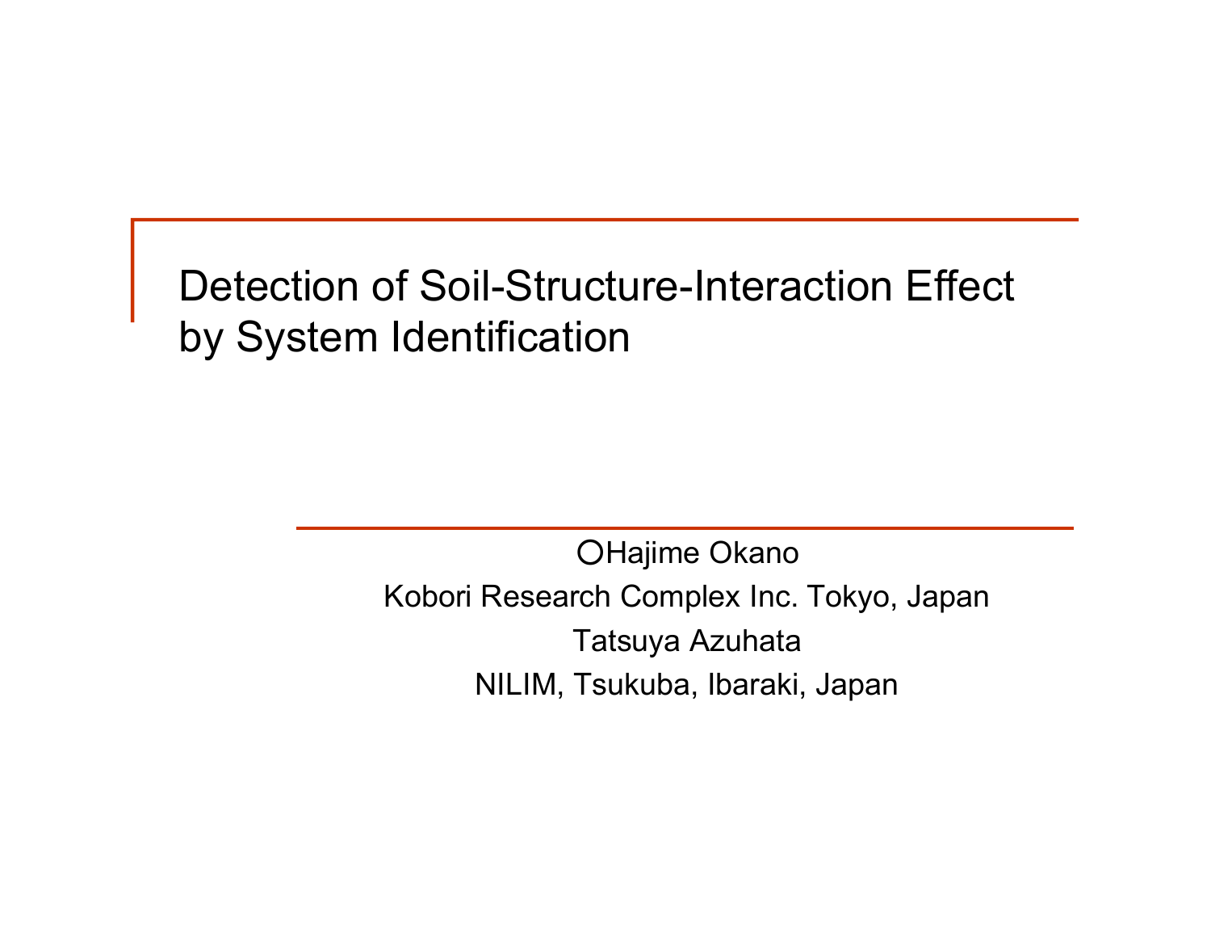# Detection of Soil-Structure-Interaction Effect by System Identification

〇Hajime Okano

Kobori Research Complex Inc. Tokyo, Japan

Tatsuya Azuhata

NILIM, Tsukuba, Ibaraki, Japan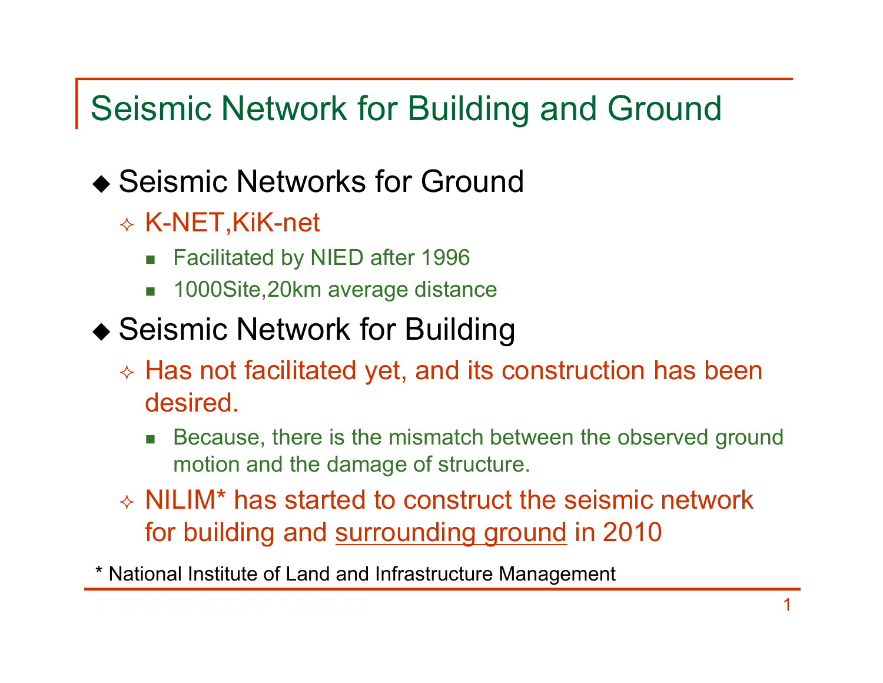# Seismic Network for Building and Ground

- Seismic Networks for Ground
  - K-NET,KiK-net
    - Facilitated by NIED after 1996
    - 1000Site,20km average distance
- Seismic Network for Building
  - Has not facilitated yet, and its construction has been desired.
    - Because, there is the mismatch between the observed ground motion and the damage of structure.
  - NILIM* has started to construct the seismic network for building and <u>surrounding ground</u> in 2010

\* National Institute of Land and Infrastructure Management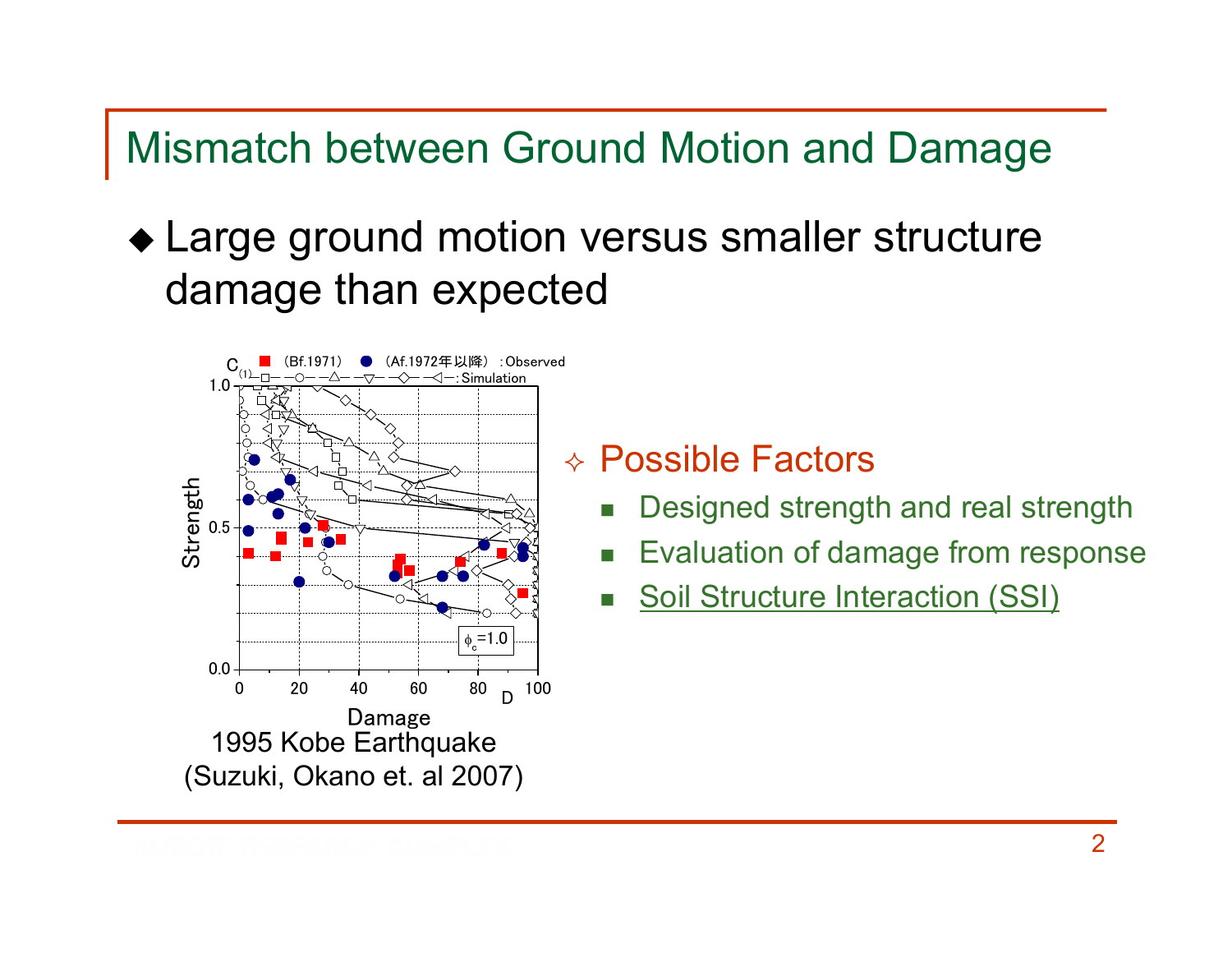# Mismatch between Ground Motion and Damage

- Large ground motion versus smaller structure damage than expected

1995 Kobe Earthquake
(Suzuki, Okano et. al 2007)

## Possible Factors

- Designed strength and real strength
- Evaluation of damage from response
- Soil Structure Interaction (SSI)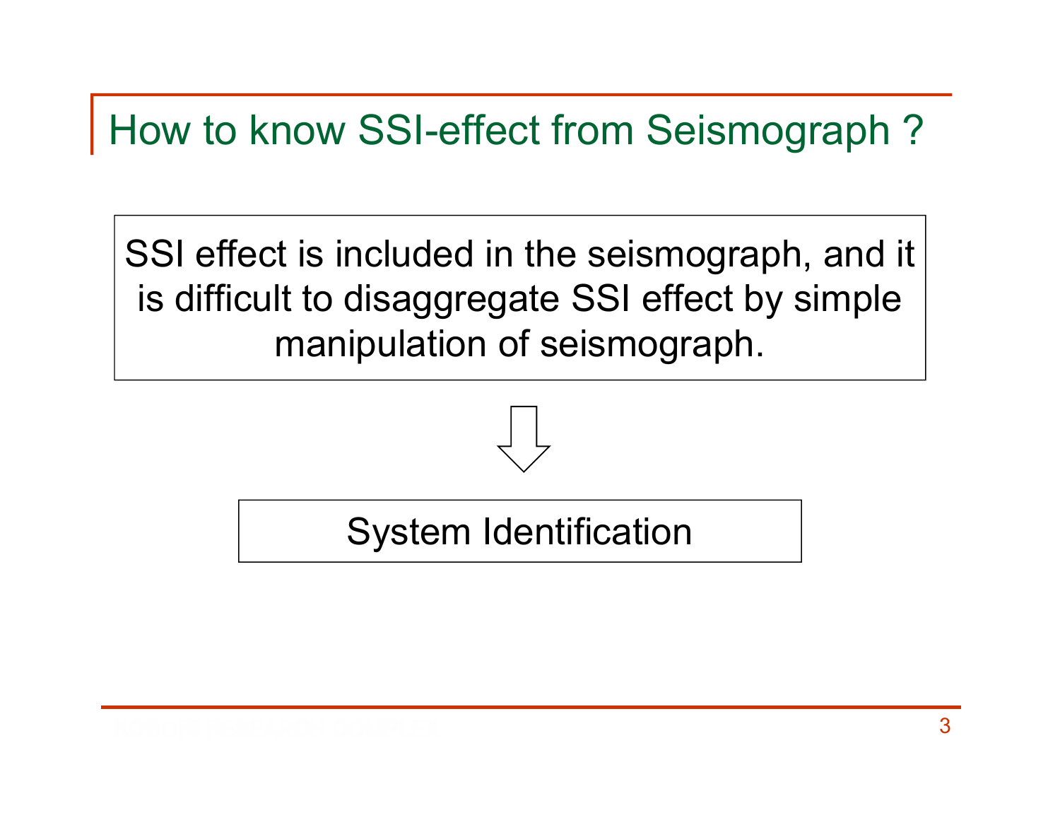# How to know SSI-effect from Seismograph ?

SSI effect is included in the seismograph, and it is difficult to disaggregate SSI effect by simple manipulation of seismograph.

⇩

System Identification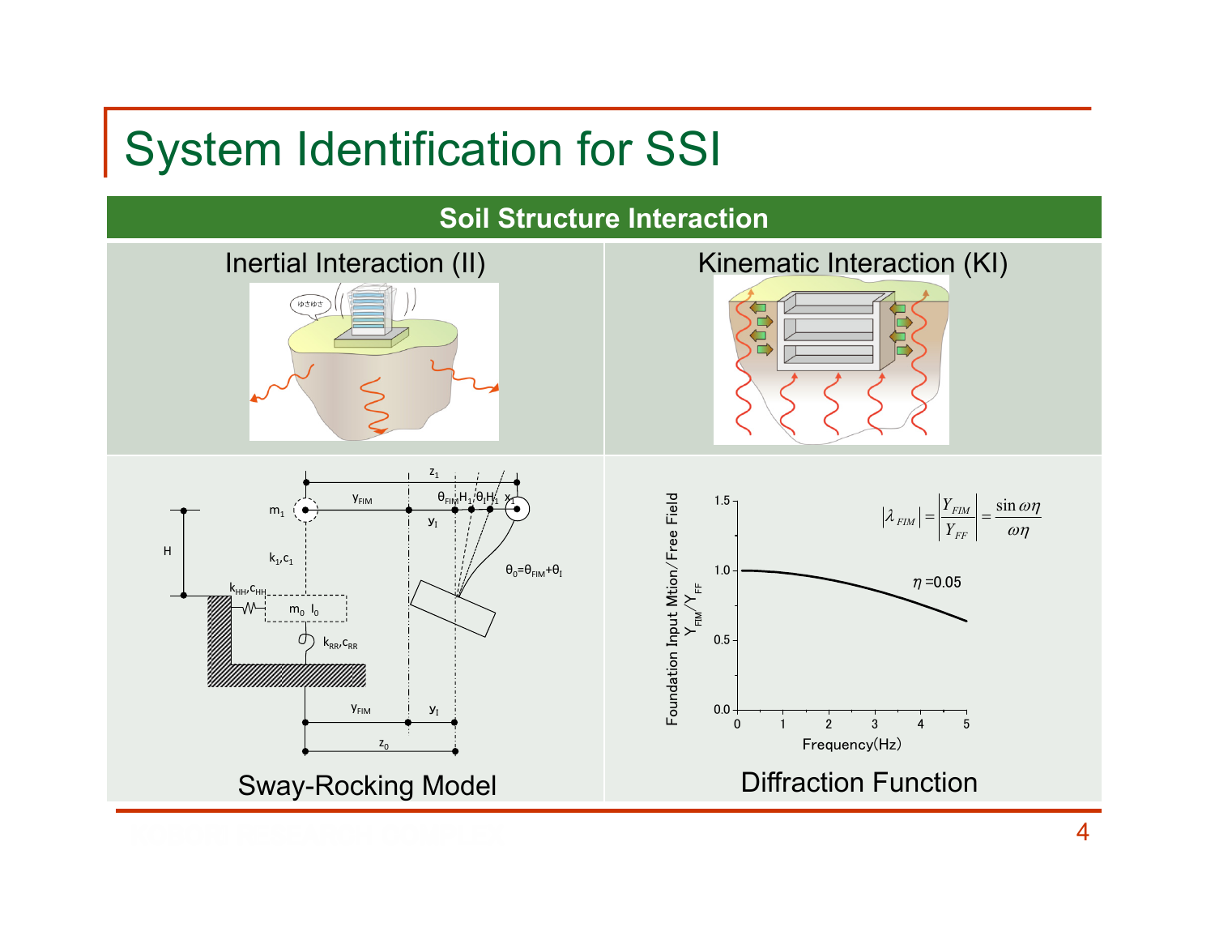# System Identification for SSI

## Soil Structure Interaction

| Inertial Interaction (II) | Kinematic Interaction (KI) |
|---|---|
| Sway-Rocking Model | Diffraction Function |

$$|\lambda_{FIM}| = \left|\frac{Y_{FIM}}{Y_{FF}}\right| = \frac{\sin \omega\eta}{\omega\eta}$$

$\eta = 0.05$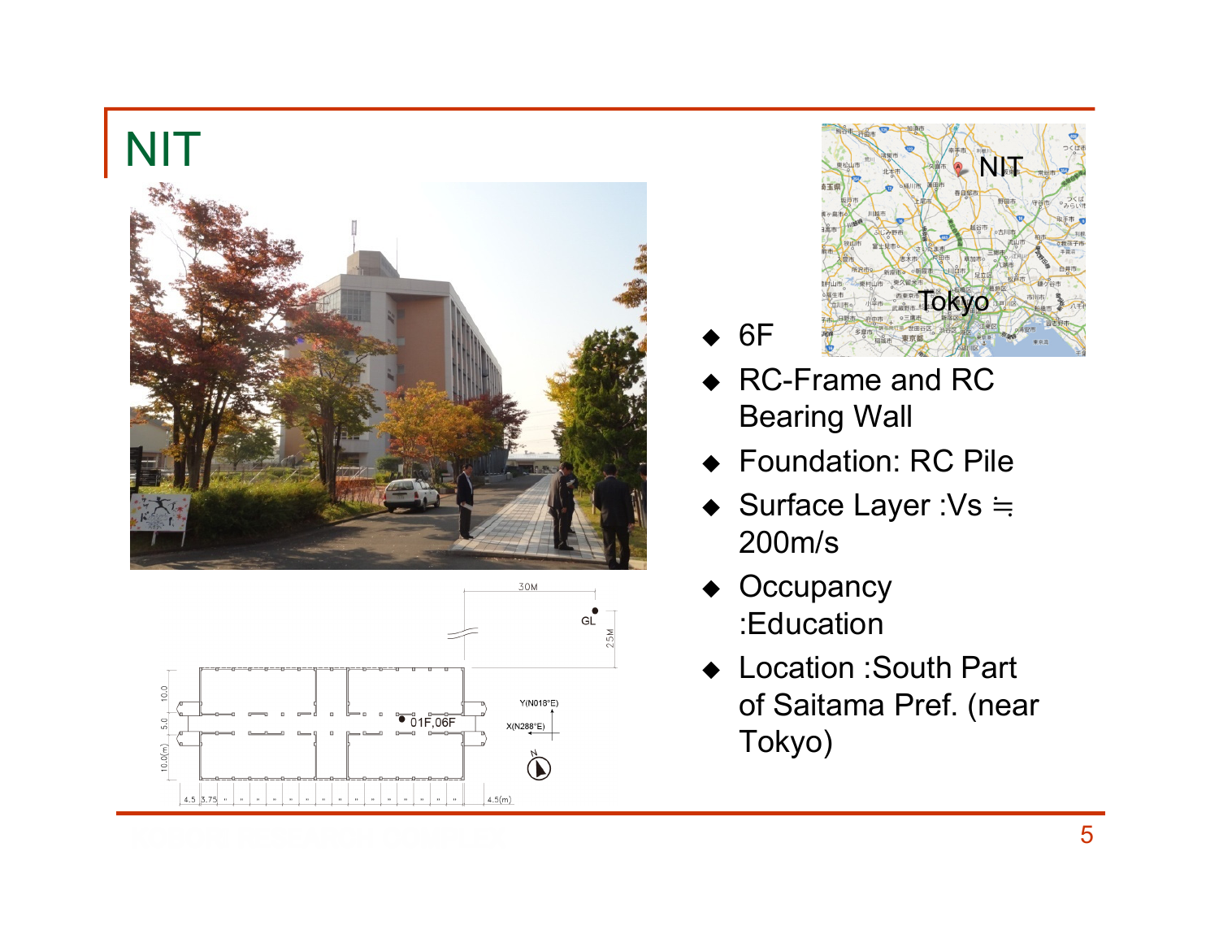# NIT

- 6F
- RC-Frame and RC Bearing Wall
- Foundation: RC Pile
- Surface Layer :Vs ≒ 200m/s
- Occupancy :Education
- Location :South Part of Saitama Pref. (near Tokyo)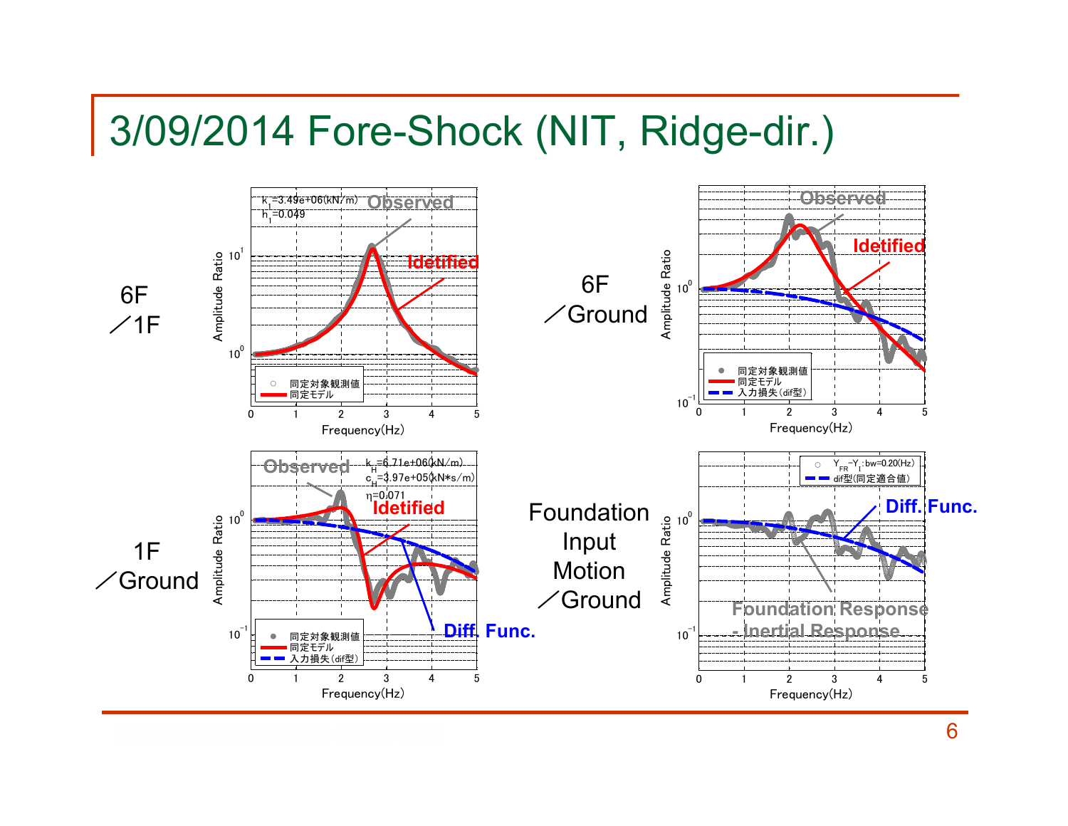# 3/09/2014 Fore-Shock (NIT, Ridge-dir.)

6F ／1F

$k_I$=3.49e+06(kN/m)
$h_I$=0.049

Observed

Idetified

同定対象観測値
同定モデル

Amplitude Ratio

Frequency(Hz)

6F ／Ground

Observed

Idetified

同定対象観測値
同定モデル
入力損失（dif型）

Amplitude Ratio

Frequency(Hz)

1F ／Ground

Observed

$k_H$=6.71e+06(kN/m)
$c_H$=3.97e+05(kN*s/m)
$\eta$=0.071

Idetified

Diff. Func.

同定対象観測値
同定モデル
入力損失（dif型）

Amplitude Ratio

Frequency(Hz)

Foundation Input Motion ／Ground

$Y_{FR}-Y_I$:bw=0.20(Hz)
dif型(同定適合値)

Diff. Func.

Foundation Response - Inertial Response

Amplitude Ratio

Frequency(Hz)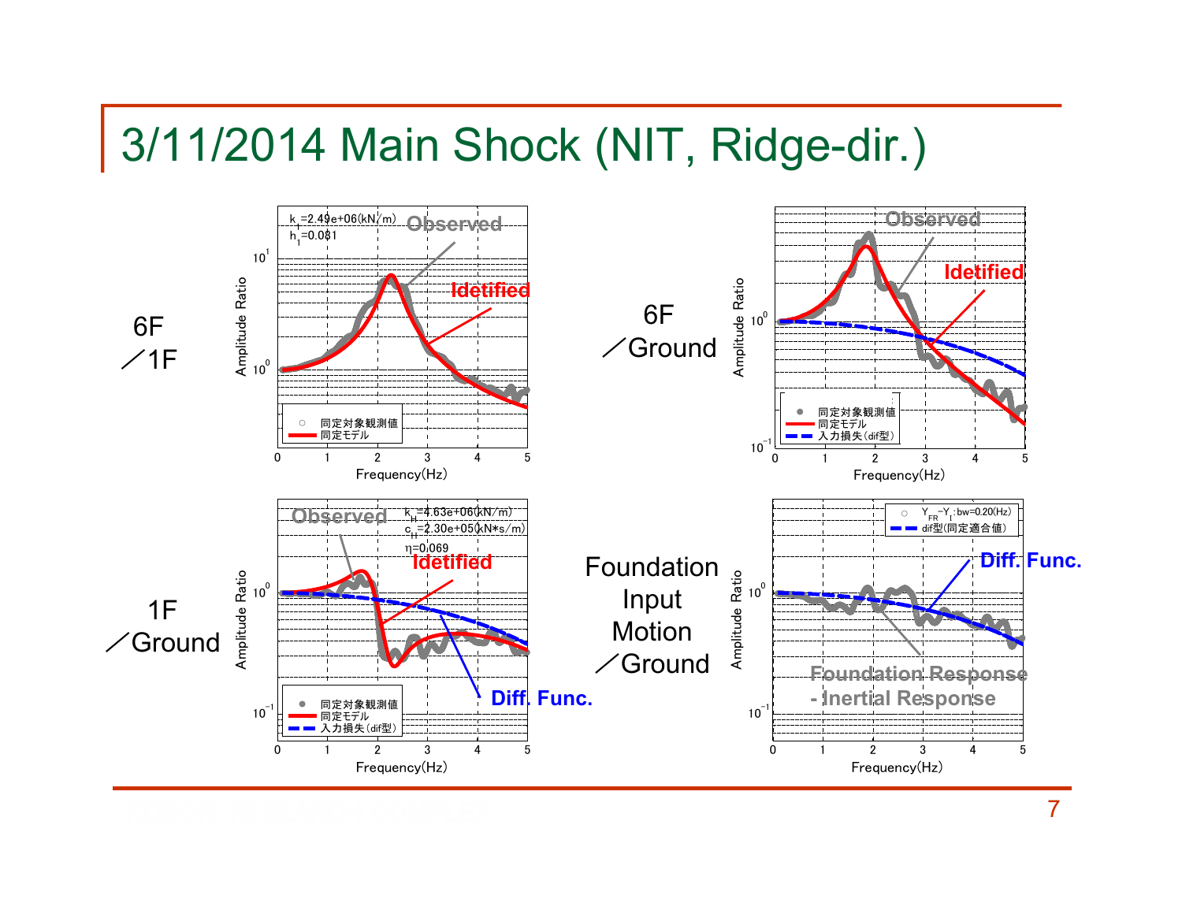# 3/11/2014 Main Shock (NIT, Ridge-dir.)

**6F ／1F**

$k_1$=2.49e+06(kN/m)
$h_1$=0.081

Observed
Idetified

Amplitude Ratio
Frequency(Hz)

○ 同定対象観測値
— 同定モデル

**6F ／Ground**

Observed
Idetified

Amplitude Ratio
Frequency(Hz)

● 同定対象観測値
— 同定モデル
-- 入力損失(dif型)

**1F ／Ground**

Observed
$k_H$=4.63e+06(kN/m)
$c_H$=2.30e+05(kN*s/m)
η=0.069
Idetified
Diff. Func.

Amplitude Ratio
Frequency(Hz)

● 同定対象観測値
— 同定モデル
-- 入力損失(dif型)

**Foundation Input Motion ／Ground**

○ $Y_{FR}-Y_I$:bw=0.20(Hz)
-- dif型(同定適合値)

Diff. Func.
Foundation Response - Inertial Response

Amplitude Ratio
Frequency(Hz)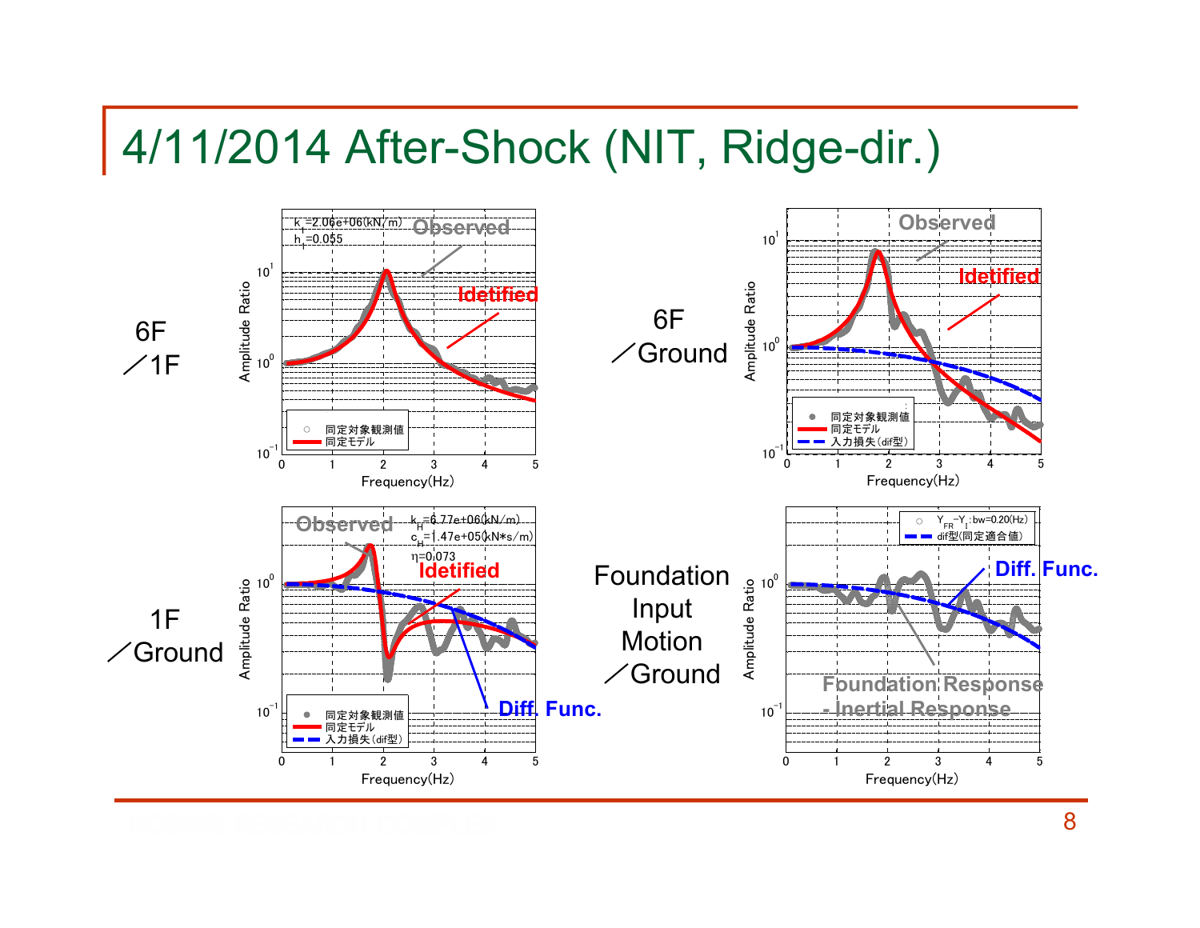# 4/11/2014 After-Shock (NIT, Ridge-dir.)

6F ／1F

$k_T$=2.06e+06(kN/m)
$h_T$=0.055

Observed

Idetified

同定対象観測値
同定モデル

6F ／Ground

Observed

Idetified

同定対象観測値
同定モデル
入力損失(dif型)

1F ／Ground

Observed

$k_H$=6.77e+06(kN/m)
$c_H$=1.47e+05(kN*s/m)
η=0.073

Idetified

Diff. Func.

同定対象観測値
同定モデル
入力損失(dif型)

Foundation Input Motion ／Ground

$Y_{FR}-Y_I$:bw=0.20(Hz)
dif型(同定適合値)

Diff. Func.

Foundation Response - Inertial Response

Amplitude Ratio

Frequency(Hz)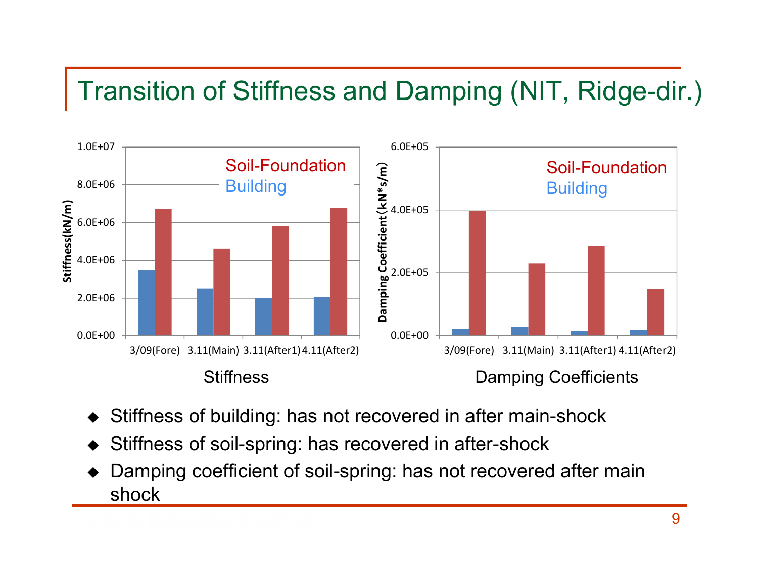# Transition of Stiffness and Damping (NIT, Ridge-dir.)

Stiffness

Damping Coefficients

- Stiffness of building: has not recovered in after main-shock
- Stiffness of soil-spring: has recovered in after-shock
- Damping coefficient of soil-spring: has not recovered after main shock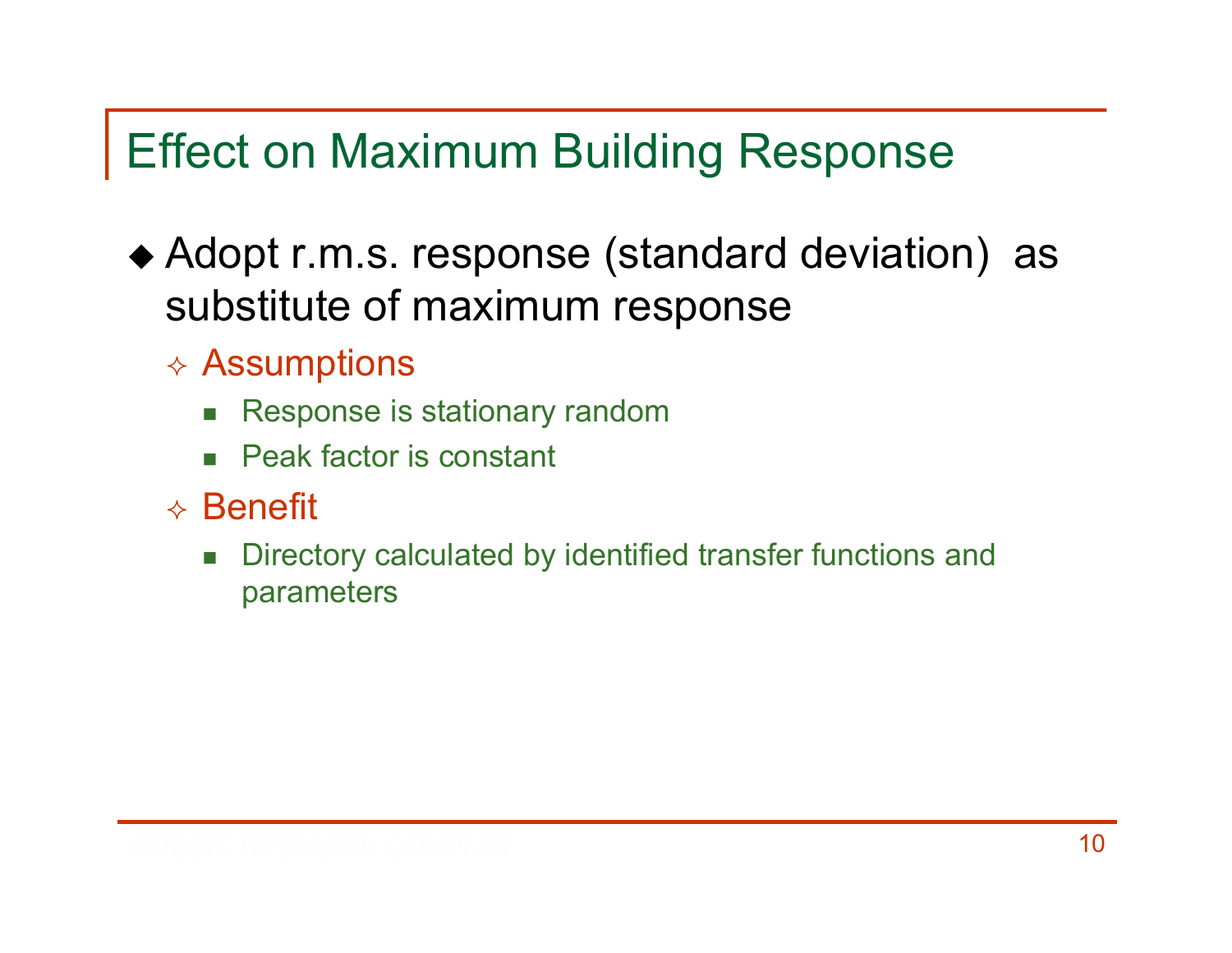# Effect on Maximum Building Response

- Adopt r.m.s. response (standard deviation) as substitute of maximum response
  - Assumptions
    - Response is stationary random
    - Peak factor is constant
  - Benefit
    - Directory calculated by identified transfer functions and parameters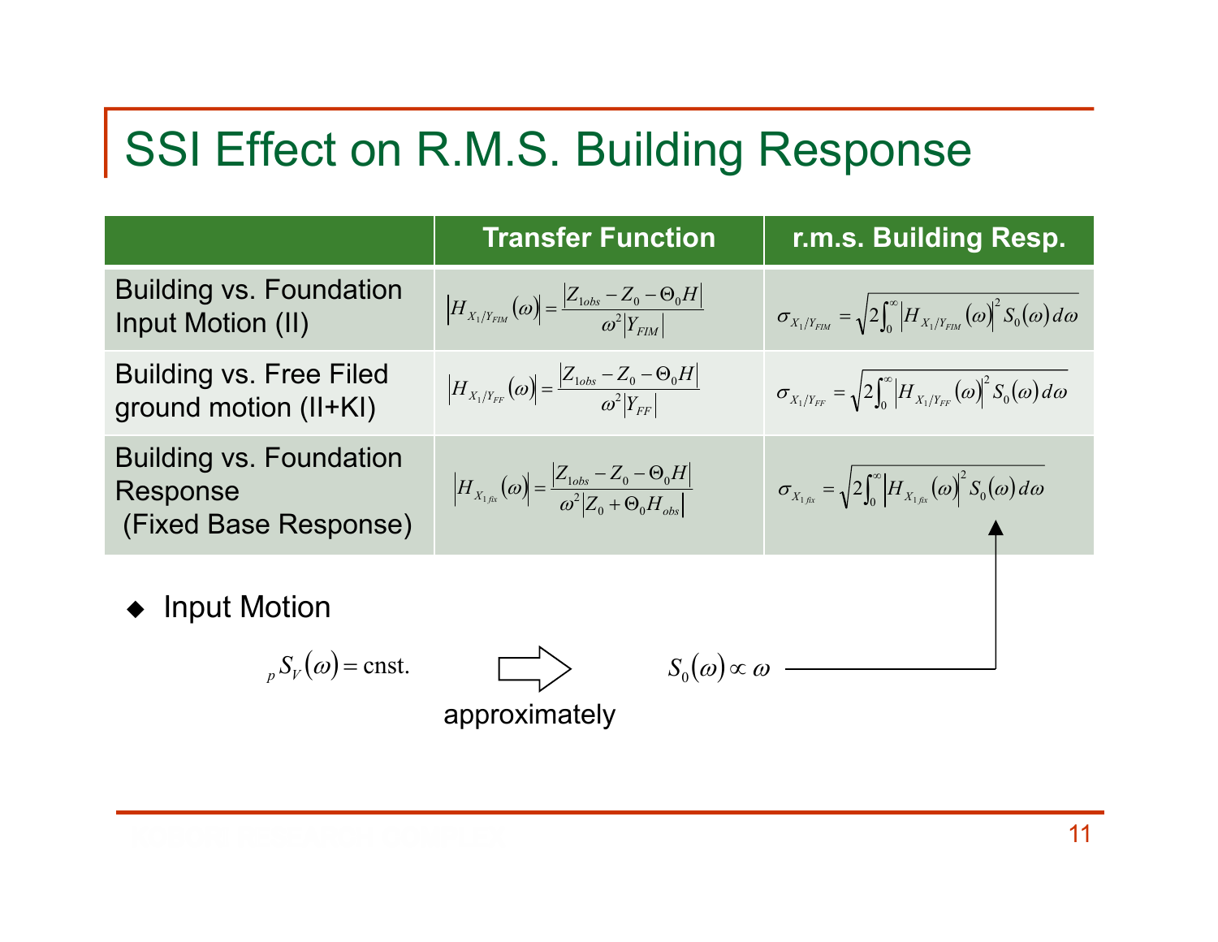# SSI Effect on R.M.S. Building Response

| | Transfer Function | r.m.s. Building Resp. |
|---|---|---|
| Building vs. Foundation Input Motion (II) | $\left\|H_{X_1/Y_{FIM}}(\omega)\right\| = \dfrac{\left\|Z_{1obs} - Z_0 - \Theta_0 H\right\|}{\omega^2 \left\|Y_{FIM}\right\|}$ | $\sigma_{X_1/Y_{FIM}} = \sqrt{2\int_0^\infty \left\|H_{X_1/Y_{FIM}}(\omega)\right\|^2 S_0(\omega)\, d\omega}$ |
| Building vs. Free Filed ground motion (II+KI) | $\left\|H_{X_1/Y_{FF}}(\omega)\right\| = \dfrac{\left\|Z_{1obs} - Z_0 - \Theta_0 H\right\|}{\omega^2 \left\|Y_{FF}\right\|}$ | $\sigma_{X_1/Y_{FF}} = \sqrt{2\int_0^\infty \left\|H_{X_1/Y_{FF}}(\omega)\right\|^2 S_0(\omega)\, d\omega}$ |
| Building vs. Foundation Response (Fixed Base Response) | $\left\|H_{X_{1fix}}(\omega)\right\| = \dfrac{\left\|Z_{1obs} - Z_0 - \Theta_0 H\right\|}{\omega^2 \left\|Z_0 + \Theta_0 H_{obs}\right\|}$ | $\sigma_{X_{1fix}} = \sqrt{2\int_0^\infty \left\|H_{X_{1fix}}(\omega)\right\|^2 S_0(\omega)\, d\omega}$ |

- Input Motion

$${}_pS_V(\omega) = \text{cnst.} \quad \xrightarrow{\text{approximately}} \quad S_0(\omega) \propto \omega$$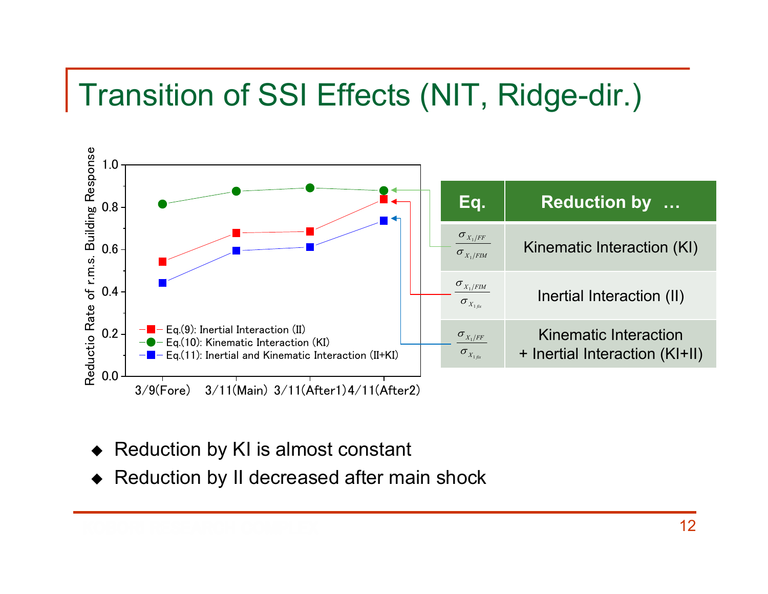# Transition of SSI Effects (NIT, Ridge-dir.)

| Eq. | Reduction by … |
|---|---|
| $\dfrac{\sigma_{X_1/FF}}{\sigma_{X_1/FIM}}$ | Kinematic Interaction (KI) |
| $\dfrac{\sigma_{X_1/FIM}}{\sigma_{X_{1fix}}}$ | Inertial Interaction (II) |
| $\dfrac{\sigma_{X_1/FF}}{\sigma_{X_{1fix}}}$ | Kinematic Interaction + Inertial Interaction (KI+II) |

- Reduction by KI is almost constant
- Reduction by II decreased after main shock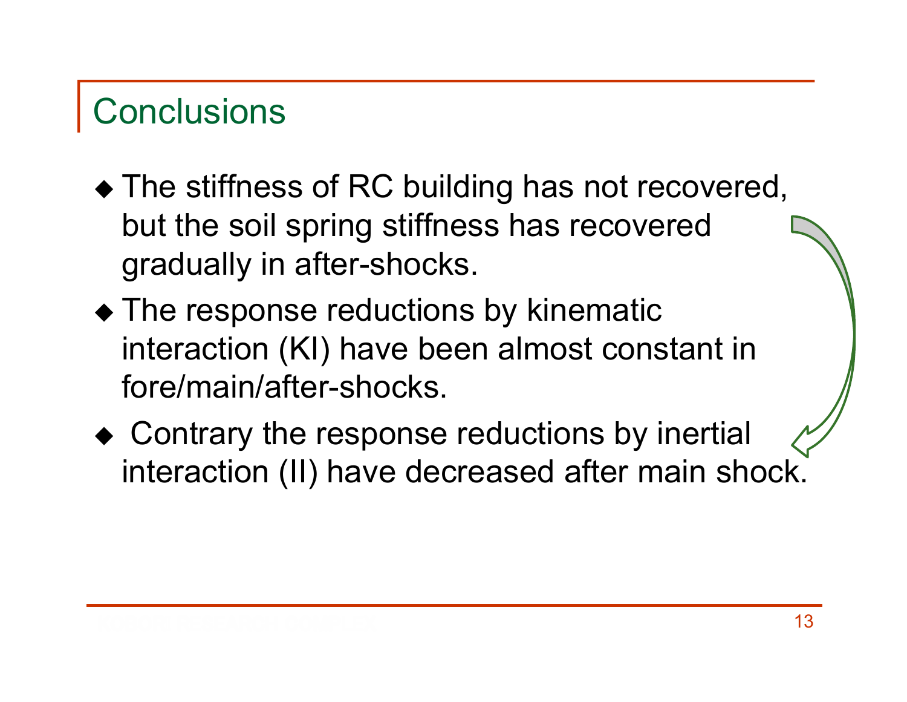## Conclusions

- The stiffness of RC building has not recovered, but the soil spring stiffness has recovered gradually in after-shocks.
- The response reductions by kinematic interaction (KI) have been almost constant in fore/main/after-shocks.
- Contrary the response reductions by inertial interaction (II) have decreased after main shock.